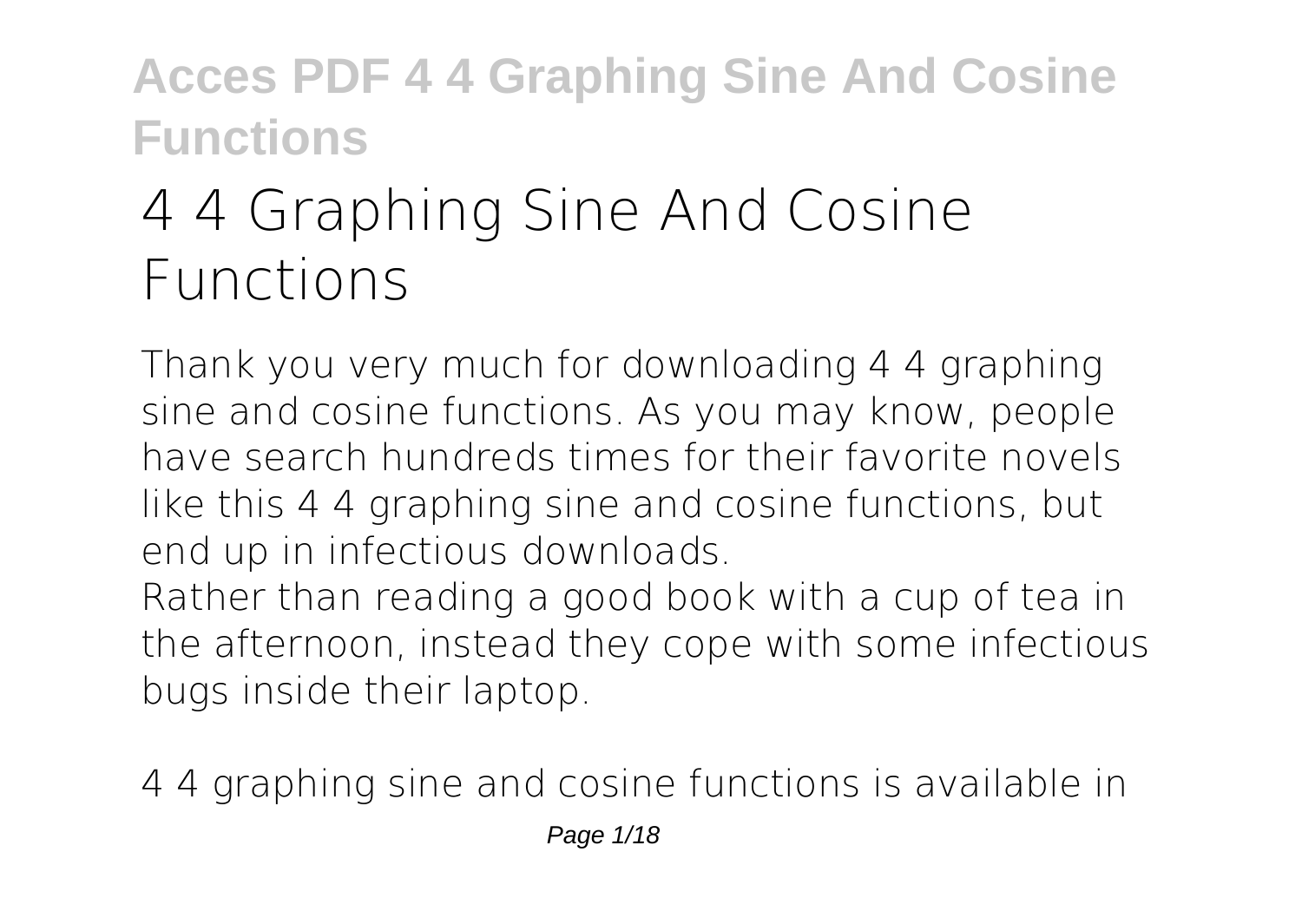# 4 4 Graphing Sine And Cosine Functions

Thank you very much for downloading 4 4 graphing sine and cosine functions. As you may know, people have search hundreds times for their favorite novels like this 4 4 graphing sine and cosine functions, but end up in infectious downloads.

Rather than reading a good book with a cup of tea in the afternoon, instead they cope with some infectious bugs inside their laptop.

4 4 graphing sine and cosine functions is available in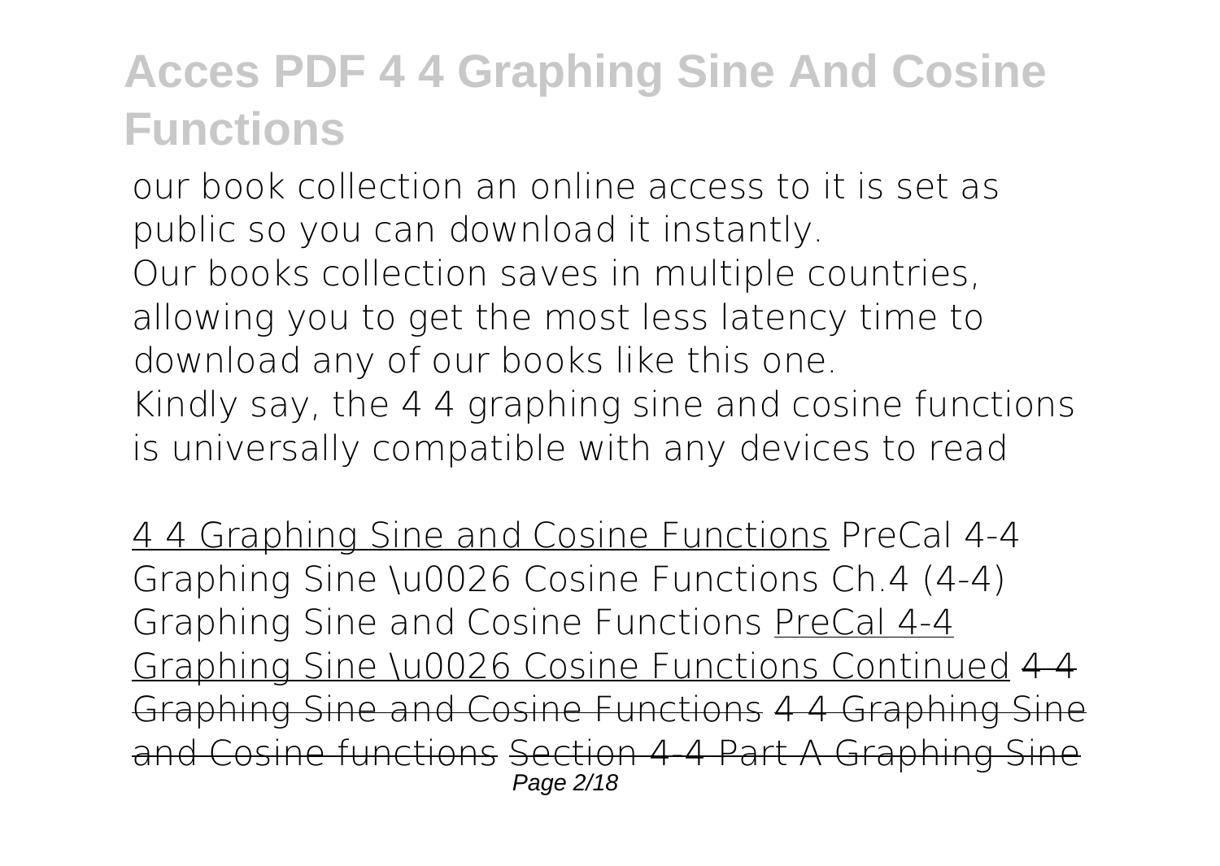our book collection an online access to it is set as public so you can download it instantly.
Our books collection saves in multiple countries, allowing you to get the most less latency time to download any of our books like this one.
Kindly say, the 4 4 graphing sine and cosine functions is universally compatible with any devices to read

4 4 Graphing Sine and Cosine Functions PreCal 4-4 Graphing Sine \u0026 Cosine Functions Ch.4 (4-4) Graphing Sine and Cosine Functions PreCal 4-4 Graphing Sine \u0026 Cosine Functions Continued ~~4-4 Graphing Sine and Cosine Functions~~ ~~4 4 Graphing Sine and Cosine functions~~ ~~Section 4-4 Part A Graphing Sine~~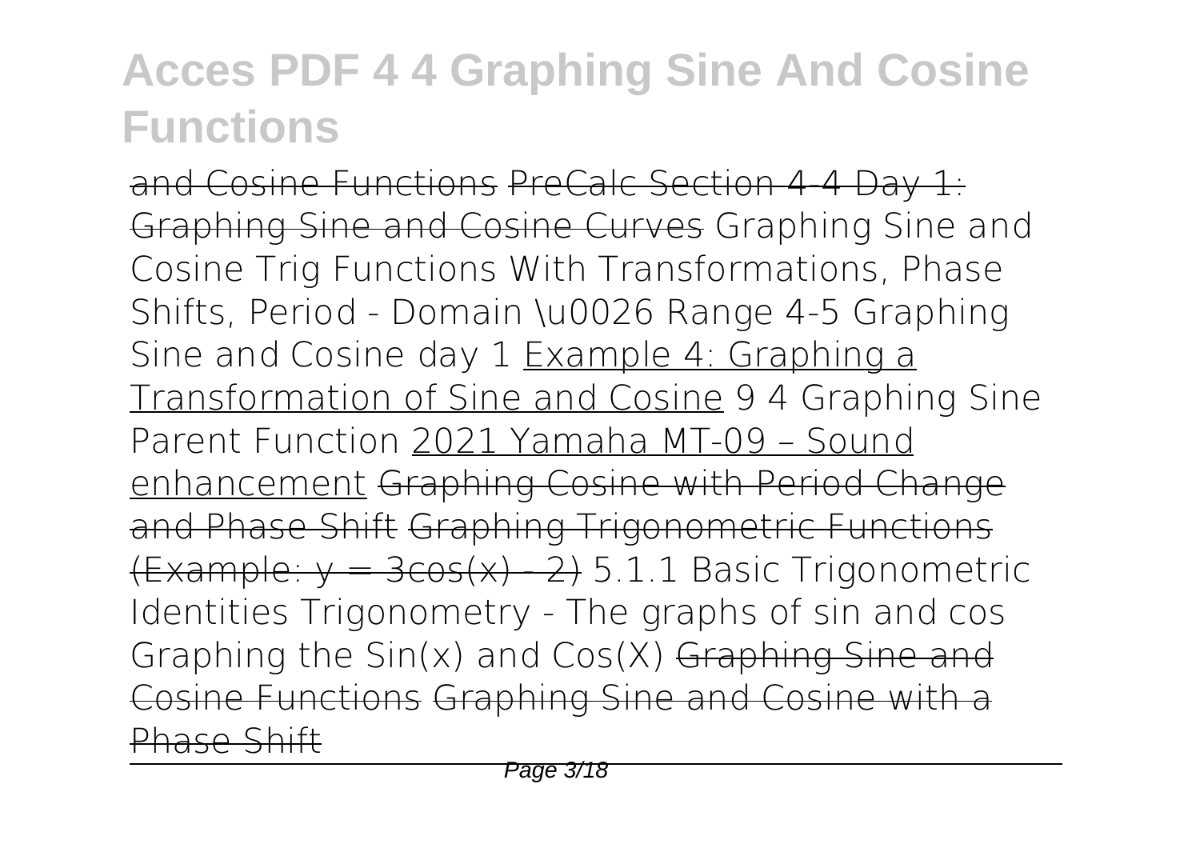and Cosine Functions PreCalc Section 4-4 Day 1: Graphing Sine and Cosine Curves Graphing Sine and Cosine Trig Functions With Transformations, Phase Shifts, Period - Domain \u0026 Range 4-5 Graphing Sine and Cosine day 1 Example 4: Graphing a Transformation of Sine and Cosine 9 4 Graphing Sine Parent Function 2021 Yamaha MT-09 – Sound enhancement Graphing Cosine with Period Change and Phase Shift Graphing Trigonometric Functions (Example: y = 3cos(x) - 2) 5.1.1 Basic Trigonometric Identities Trigonometry - The graphs of sin and cos Graphing the Sin(x) and Cos(X) Graphing Sine and Cosine Functions Graphing Sine and Cosine with a Phase Shift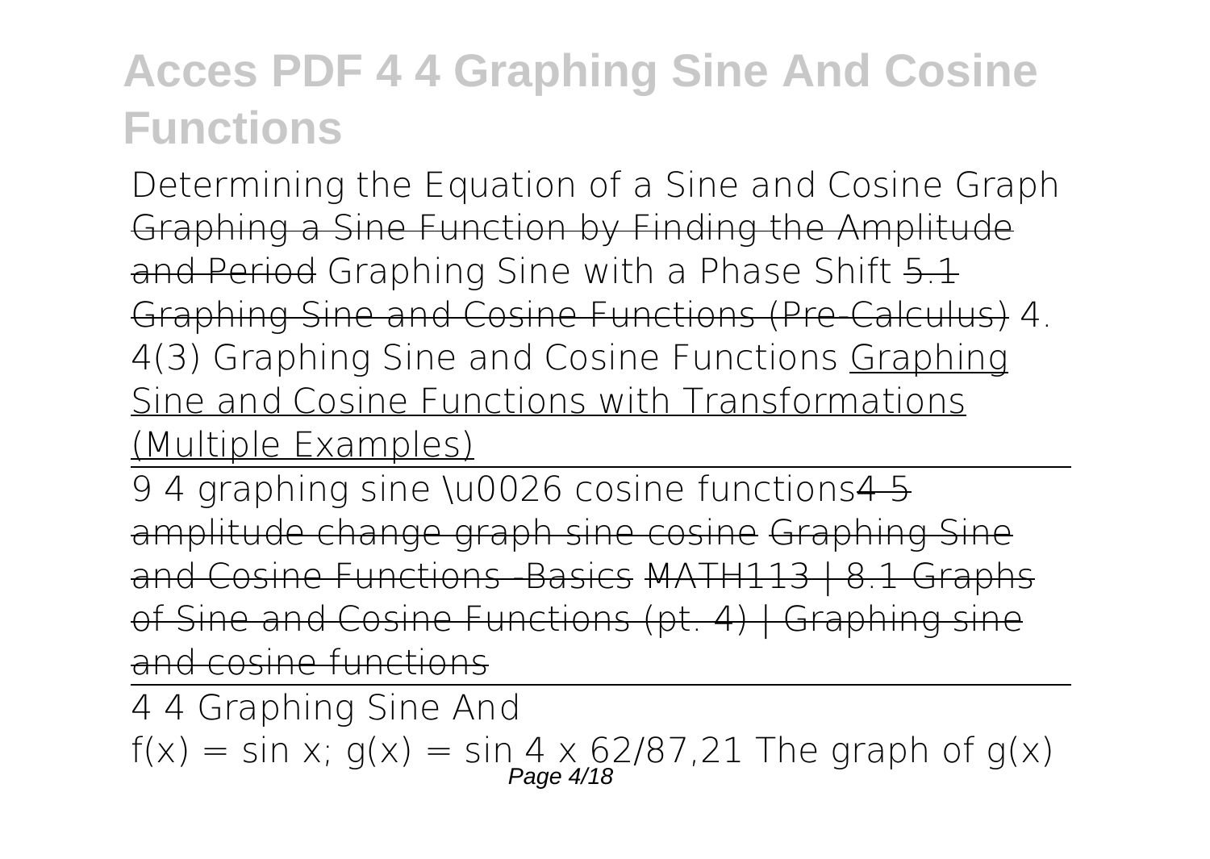Determining the Equation of a Sine and Cosine Graph ~~Graphing a Sine Function by Finding the Amplitude and Period~~ Graphing Sine with a Phase Shift ~~5.1 Graphing Sine and Cosine Functions (Pre-Calculus)~~ 4. 4(3) Graphing Sine and Cosine Functions Graphing Sine and Cosine Functions with Transformations (Multiple Examples)

9 4 graphing sine \u0026 cosine functions~~4 5 amplitude change graph sine cosine~~ ~~Graphing Sine and Cosine Functions -Basics~~ ~~MATH113 | 8.1 Graphs of Sine and Cosine Functions (pt. 4) | Graphing sine and cosine functions~~

4 4 Graphing Sine And

$f(x) = \sin x$; $g(x) = \sin 4x$ 62/87,21 The graph of $g(x)$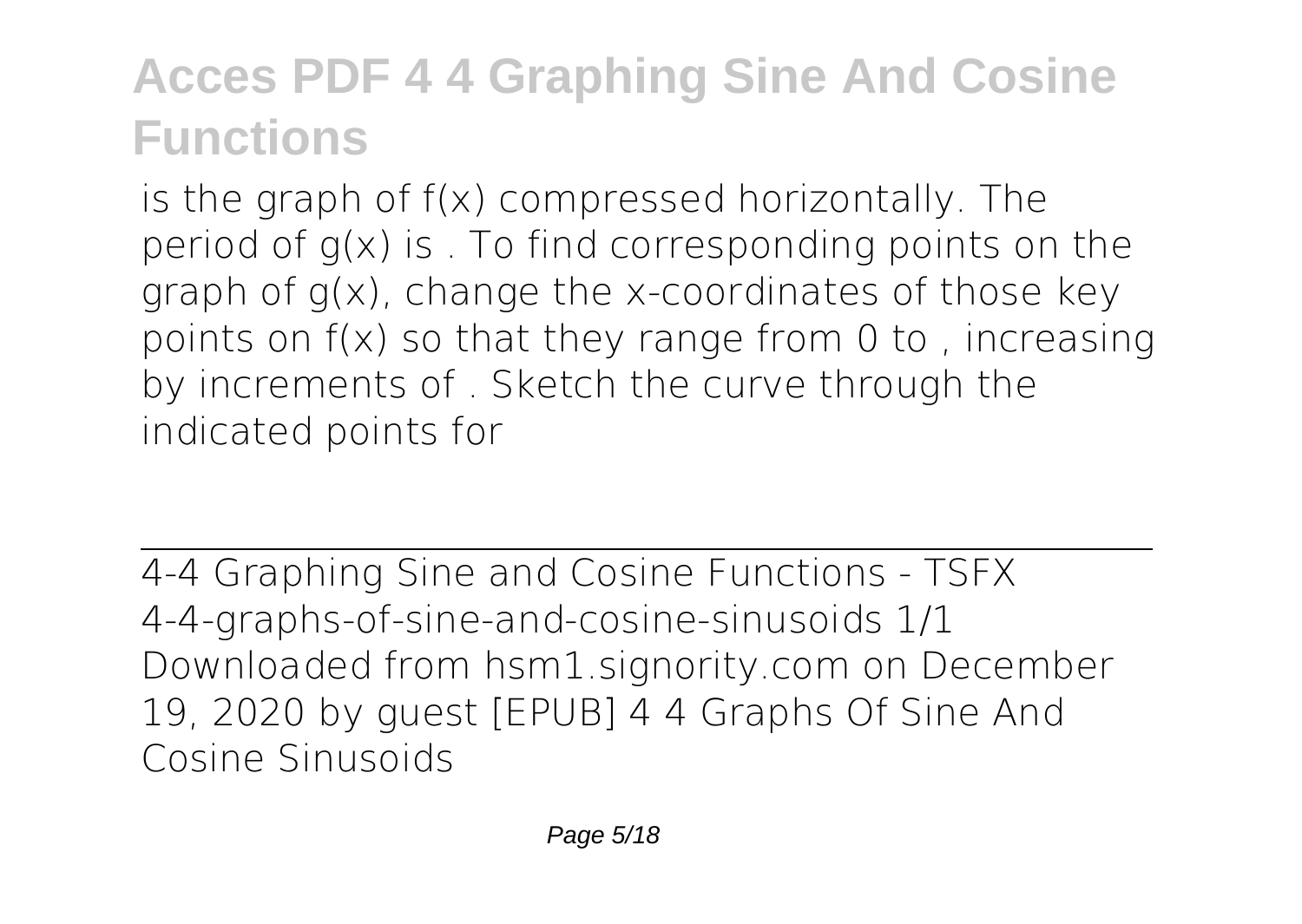is the graph of $f(x)$ compressed horizontally. The period of $g(x)$ is . To find corresponding points on the graph of $g(x)$, change the x-coordinates of those key points on $f(x)$ so that they range from 0 to , increasing by increments of . Sketch the curve through the indicated points for

## 4-4 Graphing Sine and Cosine Functions - TSFX

4-4-graphs-of-sine-and-cosine-sinusoids 1/1 Downloaded from hsm1.signority.com on December 19, 2020 by guest [EPUB] 4 4 Graphs Of Sine And Cosine Sinusoids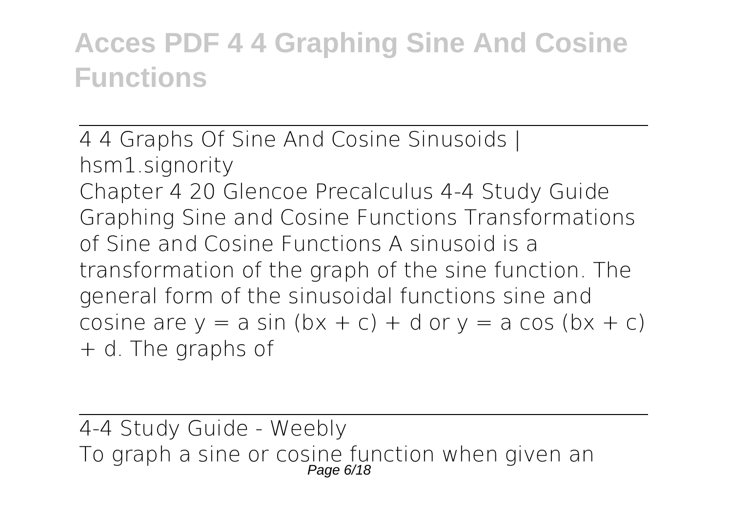4 4 Graphs Of Sine And Cosine Sinusoids | hsm1.signority

Chapter 4 20 Glencoe Precalculus 4-4 Study Guide Graphing Sine and Cosine Functions Transformations of Sine and Cosine Functions A sinusoid is a transformation of the graph of the sine function. The general form of the sinusoidal functions sine and cosine are $y = a \sin (bx + c) + d$ or $y = a \cos (bx + c) + d$. The graphs of

4-4 Study Guide - Weebly

To graph a sine or cosine function when given an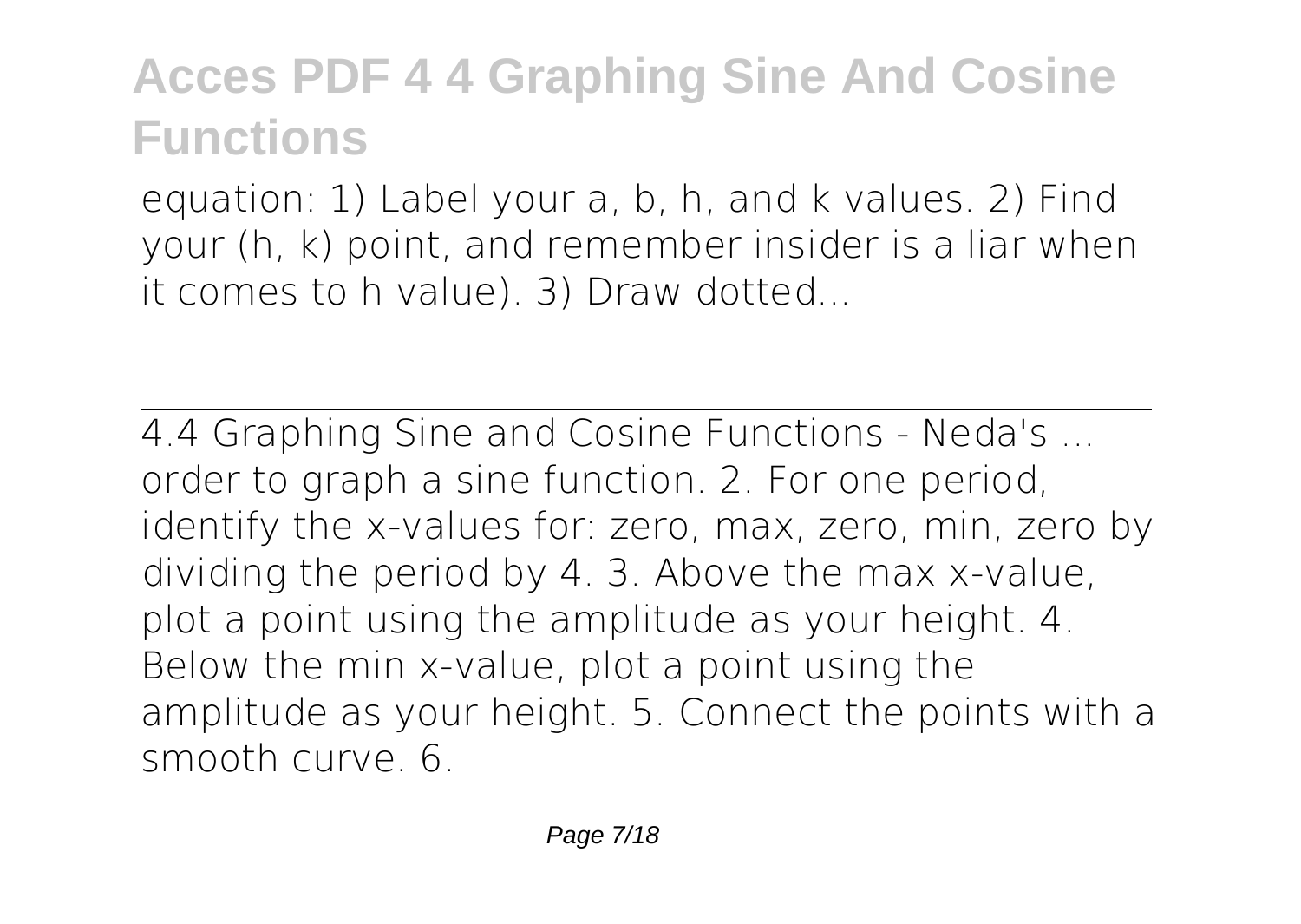equation: 1) Label your a, b, h, and k values. 2) Find your (h, k) point, and remember insider is a liar when it comes to h value). 3) Draw dotted...

4.4 Graphing Sine and Cosine Functions - Neda's ...
order to graph a sine function. 2. For one period, identify the x-values for: zero, max, zero, min, zero by dividing the period by 4. 3. Above the max x-value, plot a point using the amplitude as your height. 4. Below the min x-value, plot a point using the amplitude as your height. 5. Connect the points with a smooth curve. 6.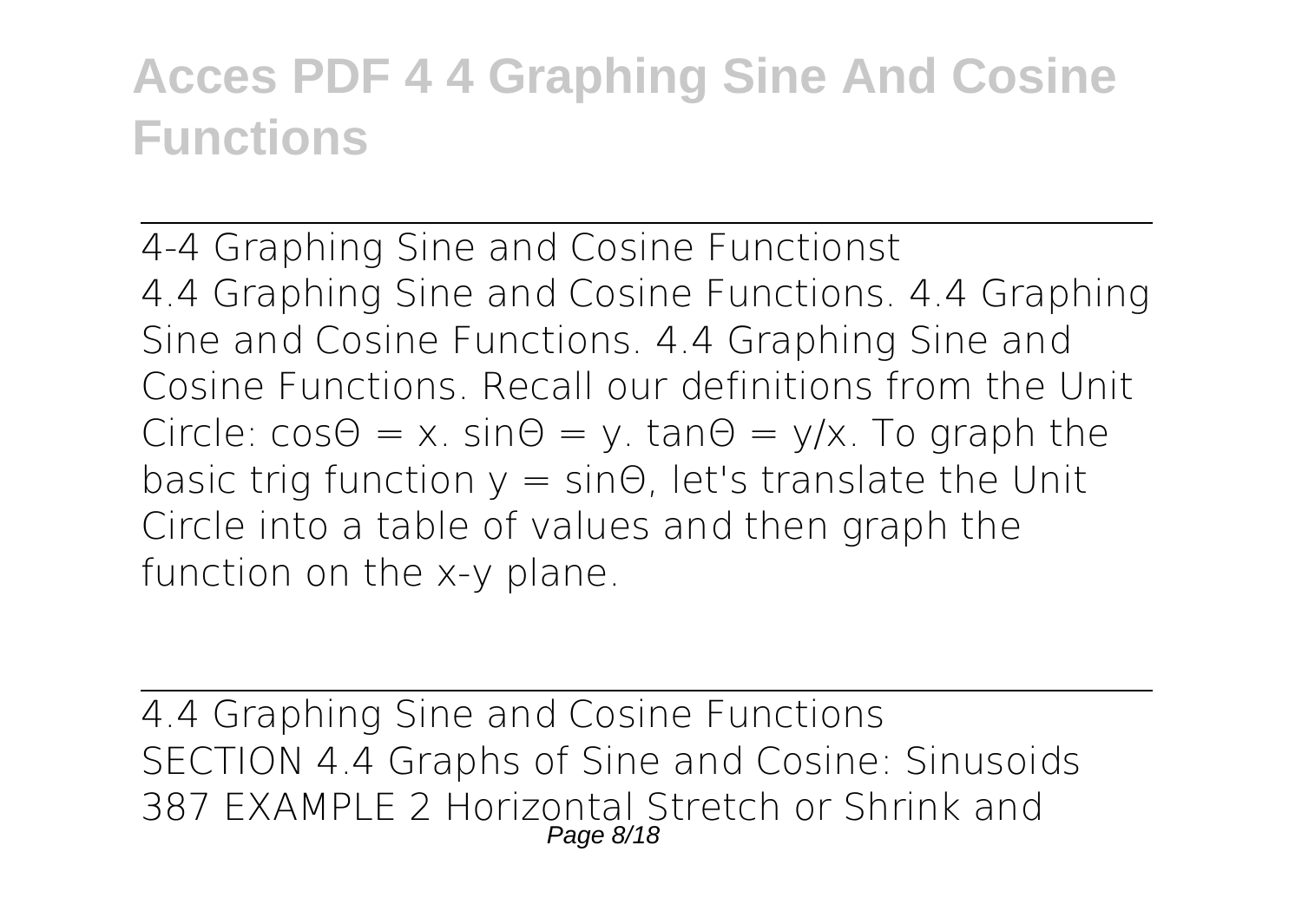4-4 Graphing Sine and Cosine Functionst

4.4 Graphing Sine and Cosine Functions. 4.4 Graphing Sine and Cosine Functions. 4.4 Graphing Sine and Cosine Functions. Recall our definitions from the Unit Circle: $\cos\Theta = x$. $\sin\Theta = y$. $\tan\Theta = y/x$. To graph the basic trig function $y = \sin\Theta$, let's translate the Unit Circle into a table of values and then graph the function on the x-y plane.

4.4 Graphing Sine and Cosine Functions

SECTION 4.4 Graphs of Sine and Cosine: Sinusoids 387 EXAMPLE 2 Horizontal Stretch or Shrink and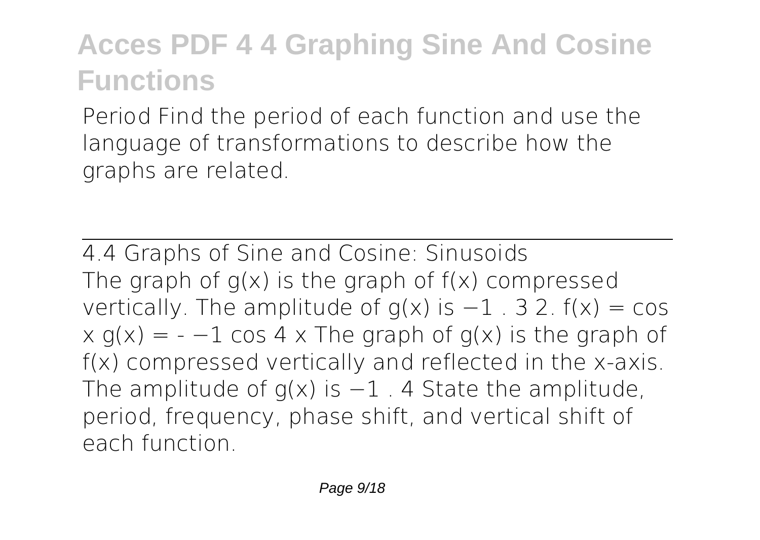## Acces PDF 4 4 Graphing Sine And Cosine Functions

Period Find the period of each function and use the language of transformations to describe how the graphs are related.

### 4.4 Graphs of Sine and Cosine: Sinusoids

The graph of $g(x)$ is the graph of $f(x)$ compressed vertically. The amplitude of $g(x)$ is $-1$ . 3 2. $f(x) = \cos x$ $g(x) = - -1 \cos 4 x$ The graph of $g(x)$ is the graph of $f(x)$ compressed vertically and reflected in the x-axis. The amplitude of $g(x)$ is $-1$ . 4 State the amplitude, period, frequency, phase shift, and vertical shift of each function.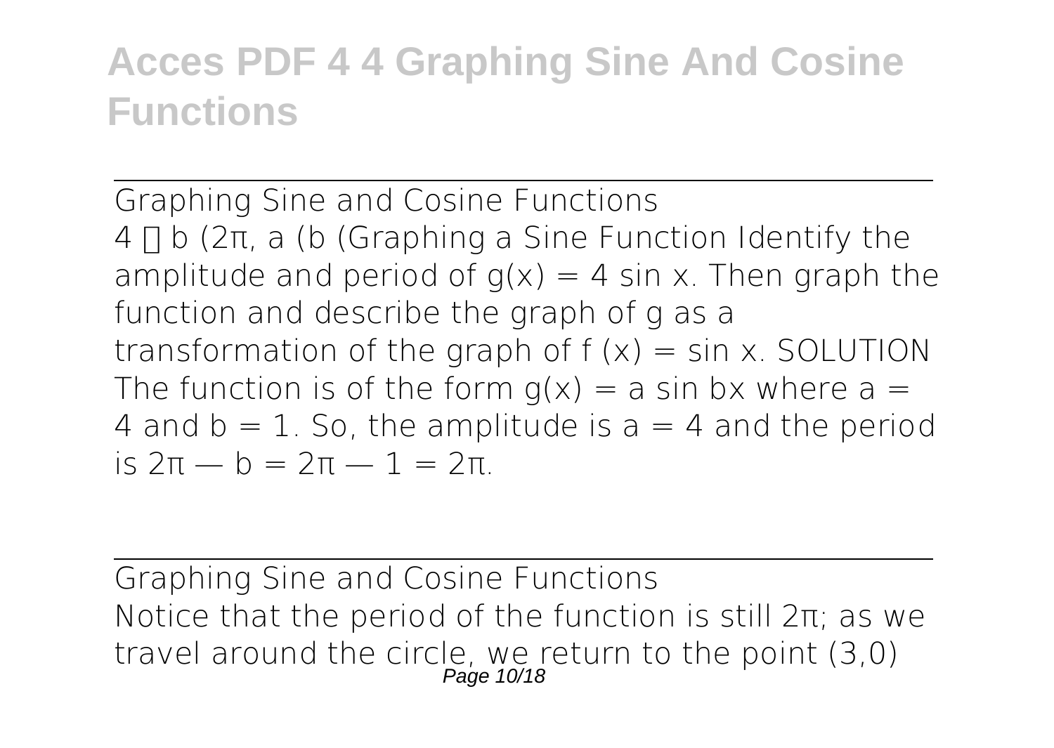## Graphing Sine and Cosine Functions

4 □ b (2π, a (b (Graphing a Sine Function Identify the amplitude and period of $g(x) = 4 \sin x$. Then graph the function and describe the graph of g as a transformation of the graph of $f(x) = \sin x$. SOLUTION The function is of the form $g(x) = a \sin bx$ where $a = 4$ and $b = 1$. So, the amplitude is $a = 4$ and the period is $2\pi$ — $b = 2\pi$ — $1 = 2\pi$.

## Graphing Sine and Cosine Functions

Notice that the period of the function is still $2\pi$; as we travel around the circle, we return to the point (3,0)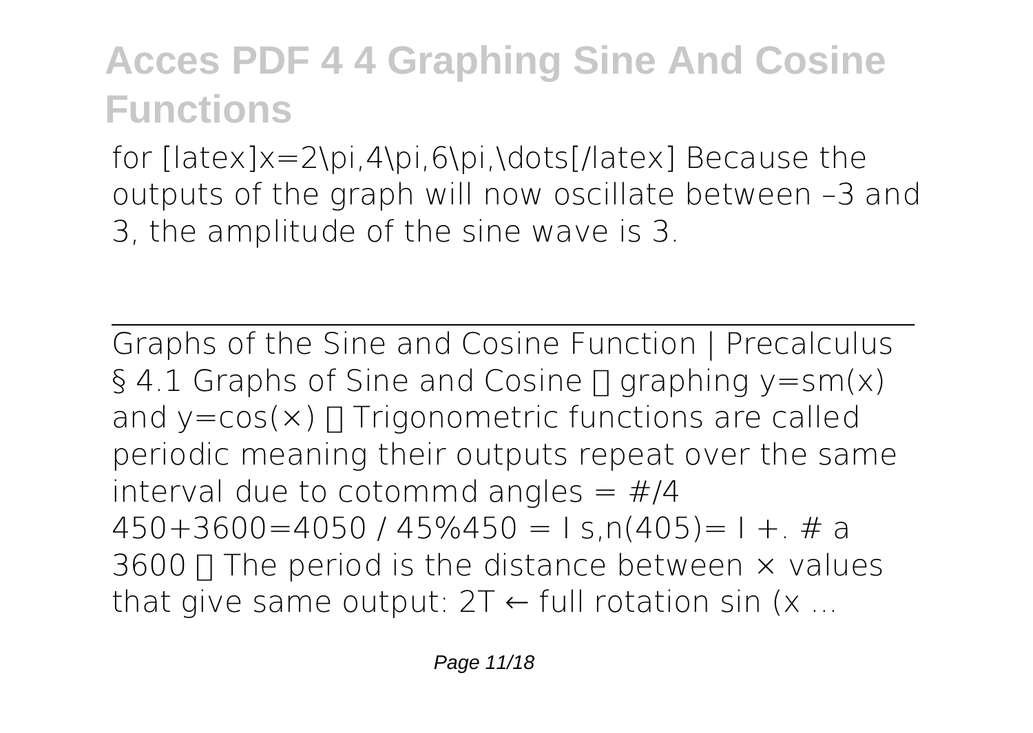for [latex]x=2\pi,4\pi,6\pi,\dots[/latex] Because the outputs of the graph will now oscillate between –3 and 3, the amplitude of the sine wave is 3.

Graphs of the Sine and Cosine Function | Precalculus

§ 4.1 Graphs of Sine and Cosine  graphing y=sm(x) and y=cos(×)  Trigonometric functions are called periodic meaning their outputs repeat over the same interval due to cotommd angles = #/4 450+3600=4050 / 45%450 = I s,n(405)= I +. # a 3600  The period is the distance between × values that give same output: 2T ← full rotation sin (x ...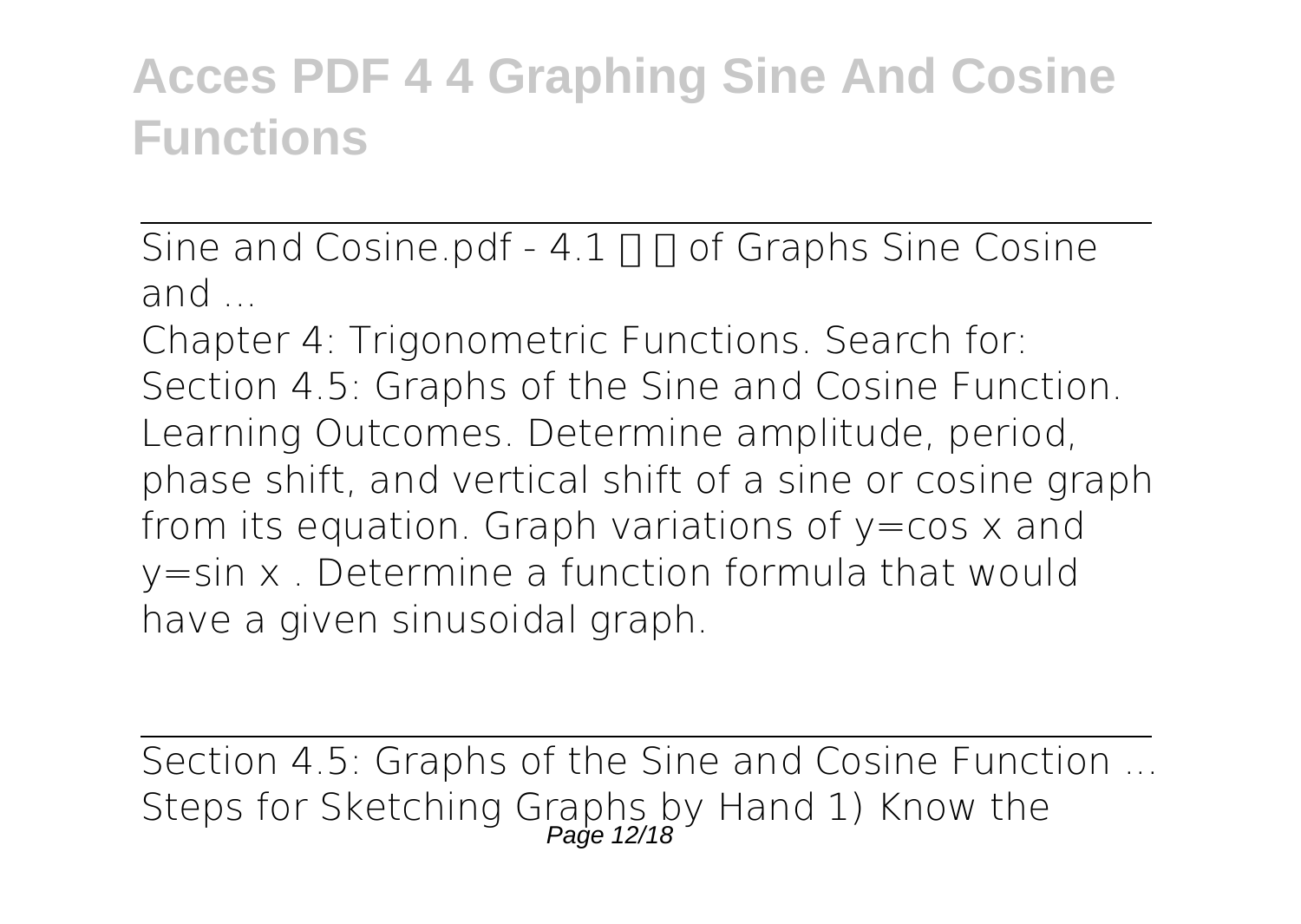Sine and Cosine.pdf - 4.1 □ □ of Graphs Sine Cosine and ...

Chapter 4: Trigonometric Functions. Search for: Section 4.5: Graphs of the Sine and Cosine Function. Learning Outcomes. Determine amplitude, period, phase shift, and vertical shift of a sine or cosine graph from its equation. Graph variations of $y=\cos x$ and $y=\sin x$ . Determine a function formula that would have a given sinusoidal graph.

Section 4.5: Graphs of the Sine and Cosine Function ...

Steps for Sketching Graphs by Hand 1) Know the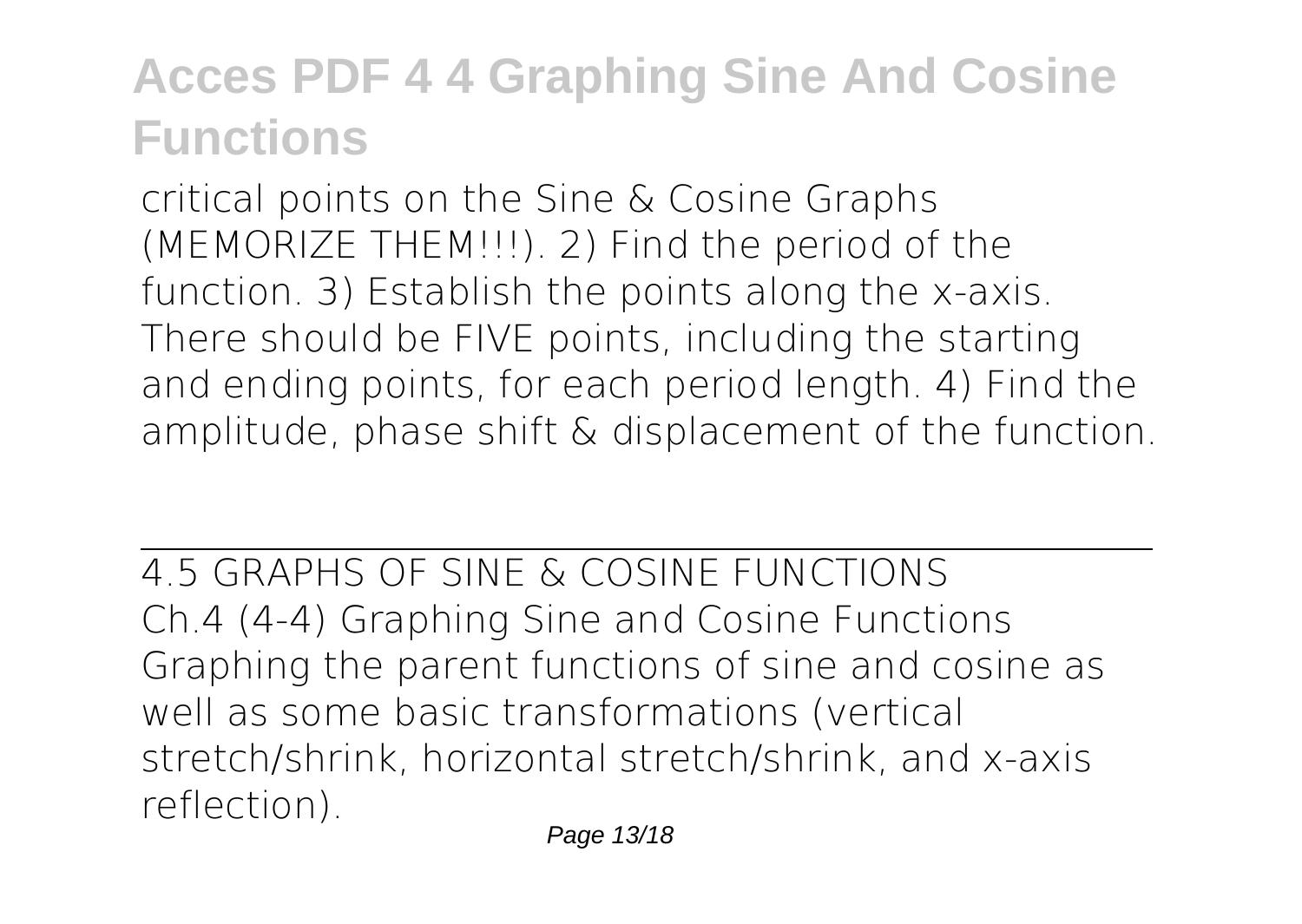critical points on the Sine & Cosine Graphs (MEMORIZE THEM!!!). 2) Find the period of the function. 3) Establish the points along the x-axis. There should be FIVE points, including the starting and ending points, for each period length. 4) Find the amplitude, phase shift & displacement of the function.

## 4.5 GRAPHS OF SINE & COSINE FUNCTIONS

Ch.4 (4-4) Graphing Sine and Cosine Functions Graphing the parent functions of sine and cosine as well as some basic transformations (vertical stretch/shrink, horizontal stretch/shrink, and x-axis reflection).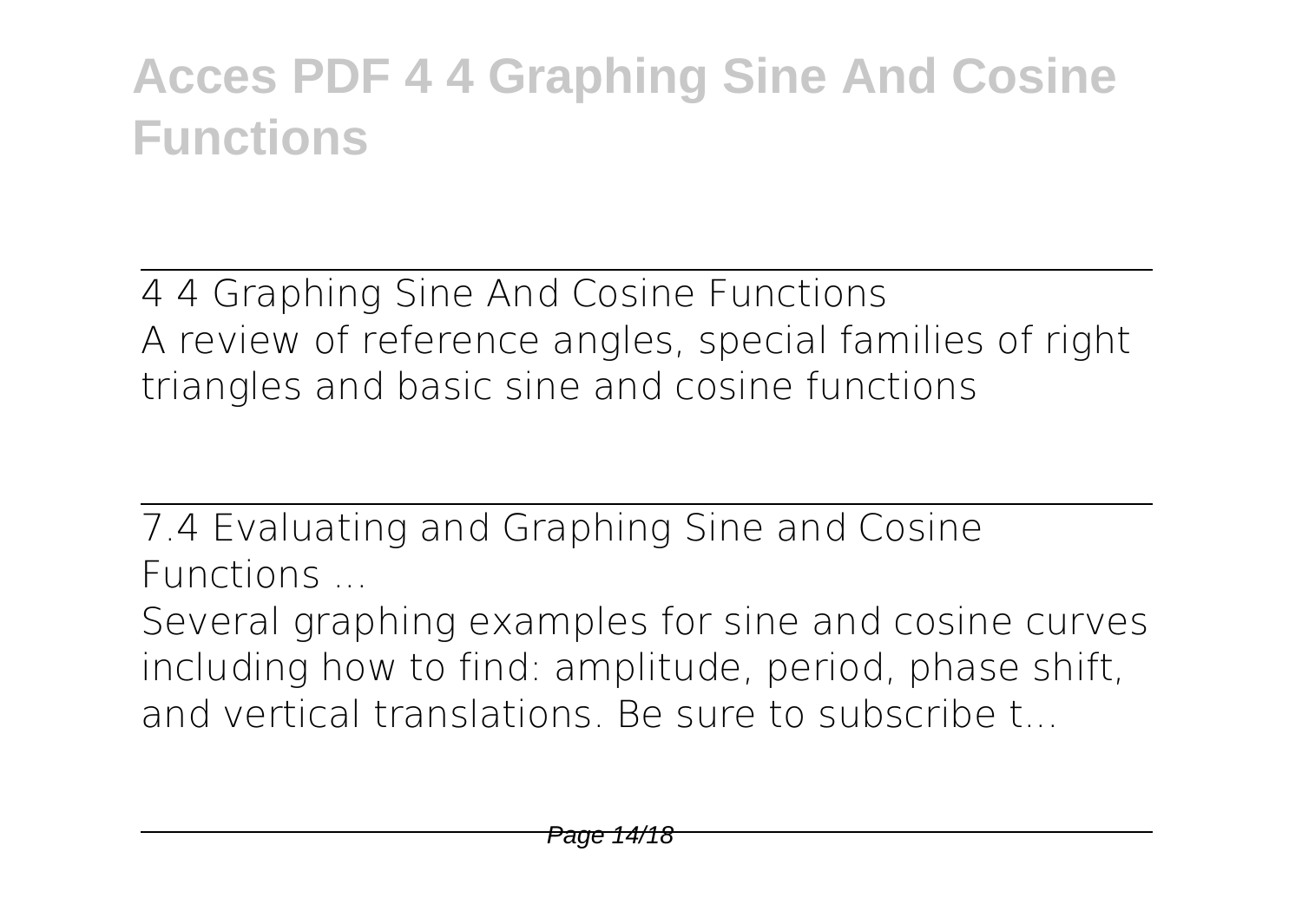4 4 Graphing Sine And Cosine Functions

A review of reference angles, special families of right triangles and basic sine and cosine functions

7.4 Evaluating and Graphing Sine and Cosine Functions ...

Several graphing examples for sine and cosine curves including how to find: amplitude, period, phase shift, and vertical translations. Be sure to subscribe t...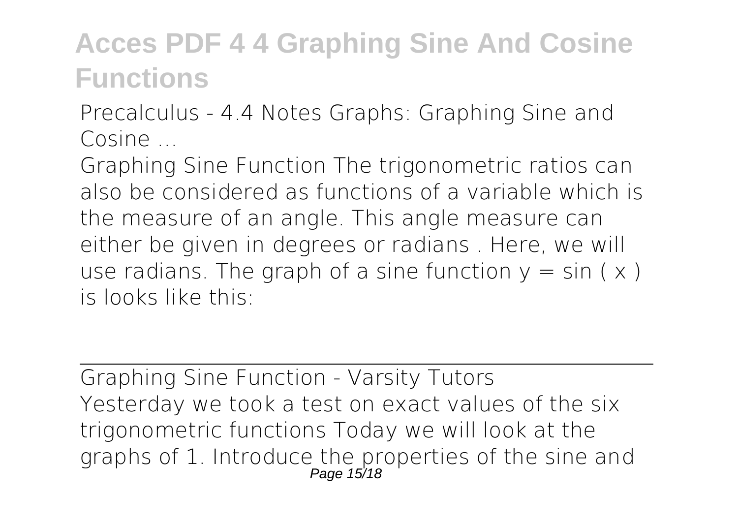Precalculus - 4.4 Notes Graphs: Graphing Sine and Cosine ...

Graphing Sine Function The trigonometric ratios can also be considered as functions of a variable which is the measure of an angle. This angle measure can either be given in degrees or radians . Here, we will use radians. The graph of a sine function $y = \sin(x)$ is looks like this:

Graphing Sine Function - Varsity Tutors

Yesterday we took a test on exact values of the six trigonometric functions Today we will look at the graphs of 1. Introduce the properties of the sine and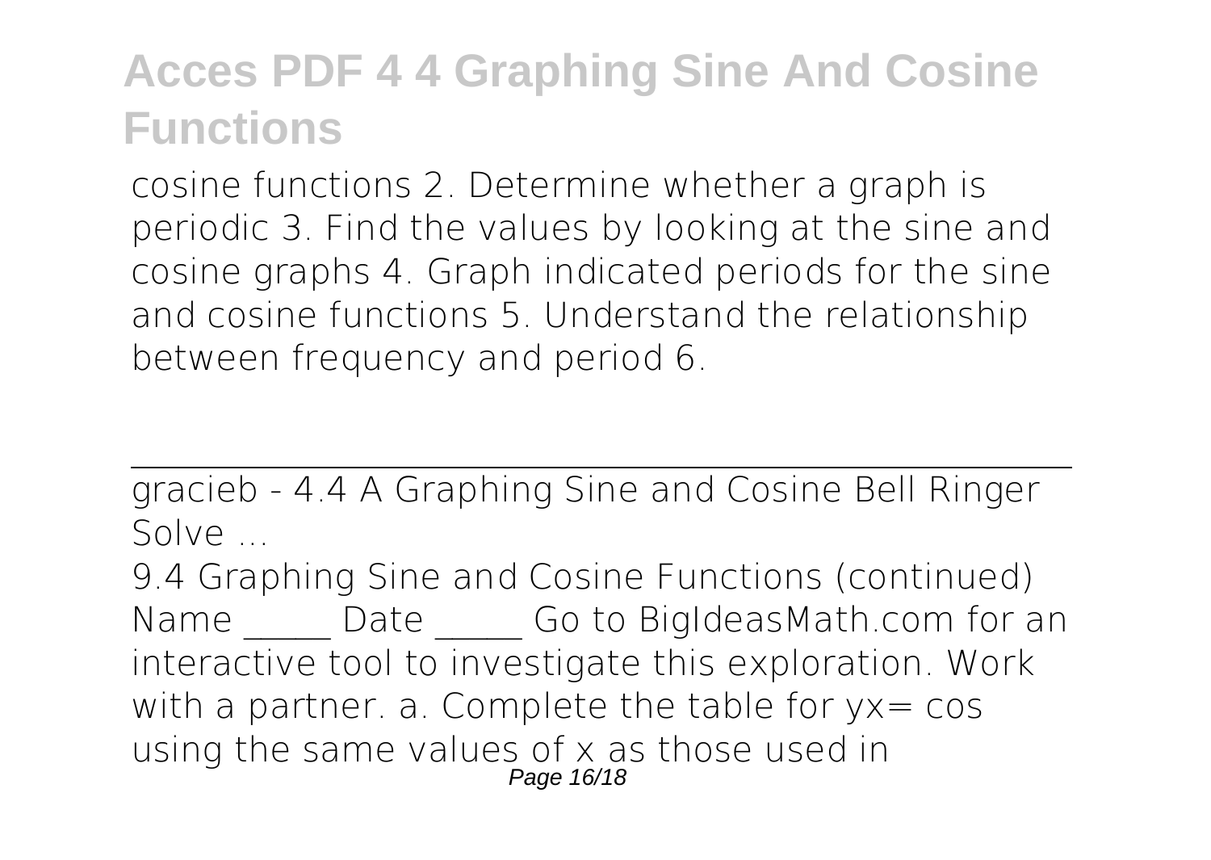cosine functions 2. Determine whether a graph is periodic 3. Find the values by looking at the sine and cosine graphs 4. Graph indicated periods for the sine and cosine functions 5. Understand the relationship between frequency and period 6.

gracieb - 4.4 A Graphing Sine and Cosine Bell Ringer Solve ...

9.4 Graphing Sine and Cosine Functions (continued) Name _____ Date _____ Go to BigIdeasMath.com for an interactive tool to investigate this exploration. Work with a partner. a. Complete the table for yx= cos using the same values of x as those used in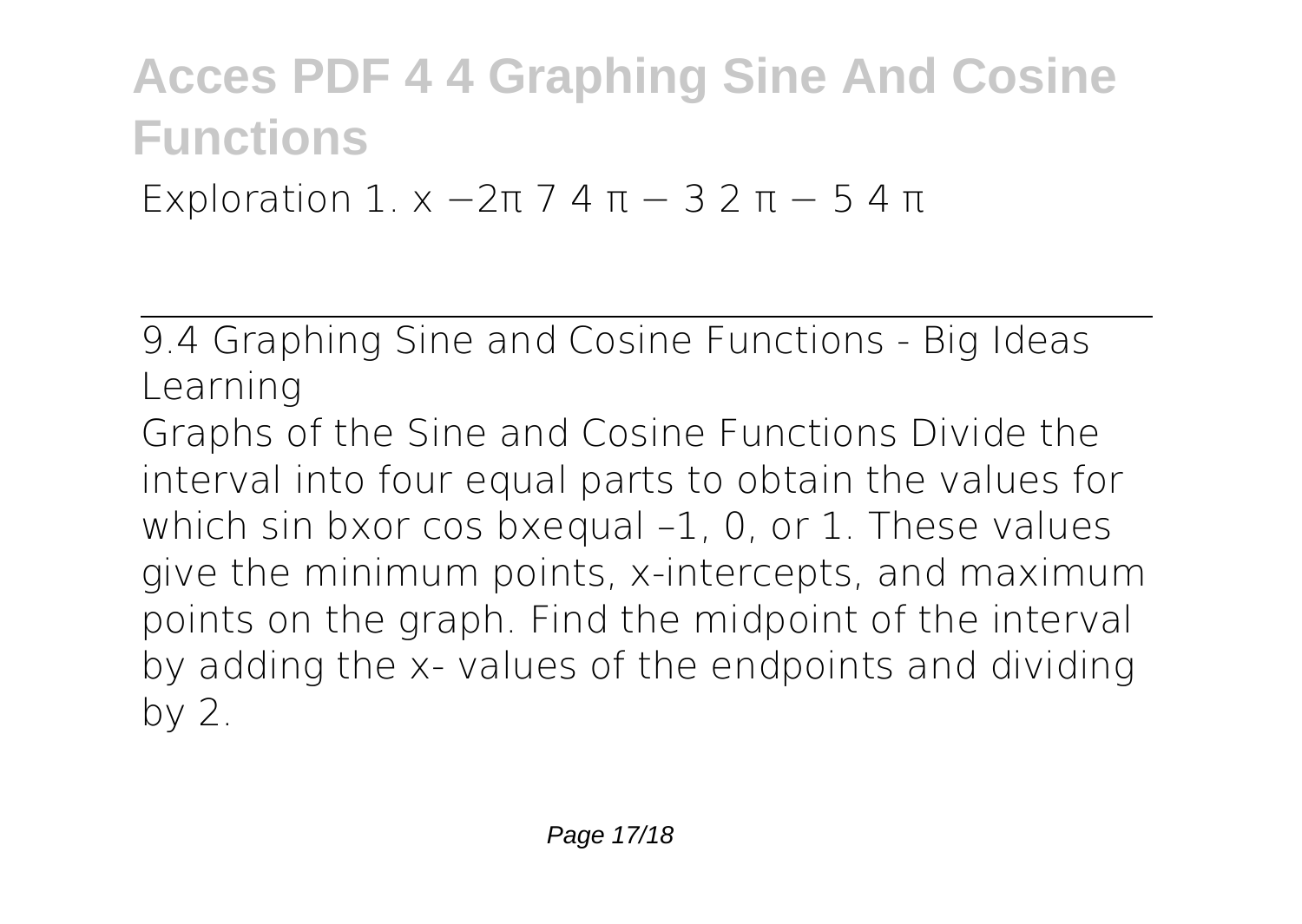Exploration 1. x −2π 7 4 π − 3 2 π − 5 4 π

9.4 Graphing Sine and Cosine Functions - Big Ideas Learning

Graphs of the Sine and Cosine Functions Divide the interval into four equal parts to obtain the values for which sin bxor cos bxequal –1, 0, or 1. These values give the minimum points, x-intercepts, and maximum points on the graph. Find the midpoint of the interval by adding the x- values of the endpoints and dividing by 2.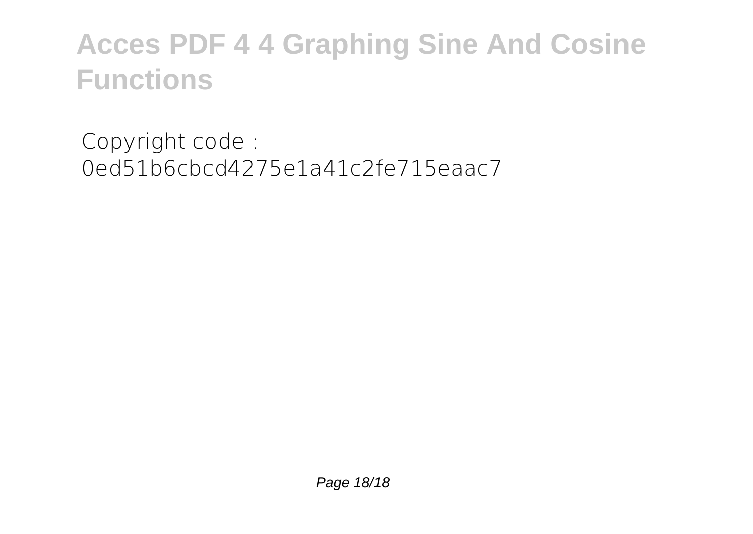Copyright code :
0ed51b6cbcd4275e1a41c2fe715eaac7